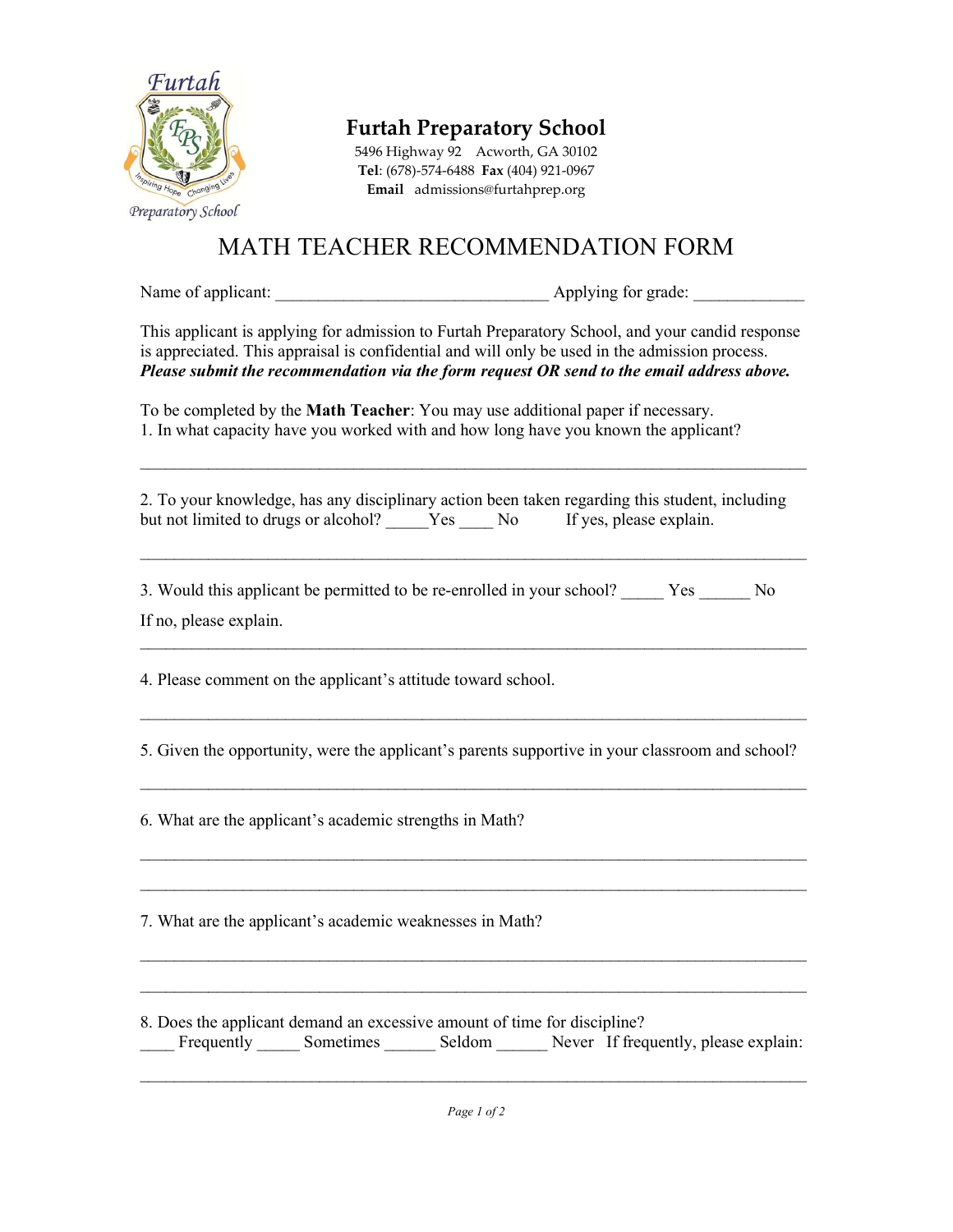# Furtah Preparatory School

5496 Highway 92 Acworth, GA 30102
**Tel**: (678)-574-6488 **Fax** (404) 921-0967
**Email** admissions@furtahprep.org

## MATH TEACHER RECOMMENDATION FORM

Name of applicant: _______________________________ Applying for grade: ____________

This applicant is applying for admission to Furtah Preparatory School, and your candid response is appreciated. This appraisal is confidential and will only be used in the admission process.
***Please submit the recommendation via the form request OR send to the email address above.***

To be completed by the **Math Teacher**: You may use additional paper if necessary.

1. In what capacity have you worked with and how long have you known the applicant?

_____________________________________________________________________________

2. To your knowledge, has any disciplinary action been taken regarding this student, including but not limited to drugs or alcohol? _____Yes ____ No If yes, please explain.

_____________________________________________________________________________

3. Would this applicant be permitted to be re-enrolled in your school? _____ Yes ______ No

If no, please explain.

_____________________________________________________________________________

4. Please comment on the applicant's attitude toward school.

_____________________________________________________________________________

5. Given the opportunity, were the applicant's parents supportive in your classroom and school?

_____________________________________________________________________________

6. What are the applicant's academic strengths in Math?

_____________________________________________________________________________

_____________________________________________________________________________

7. What are the applicant's academic weaknesses in Math?

_____________________________________________________________________________

_____________________________________________________________________________

8. Does the applicant demand an excessive amount of time for discipline?
____ Frequently _____ Sometimes ______ Seldom ______ Never If frequently, please explain:

_____________________________________________________________________________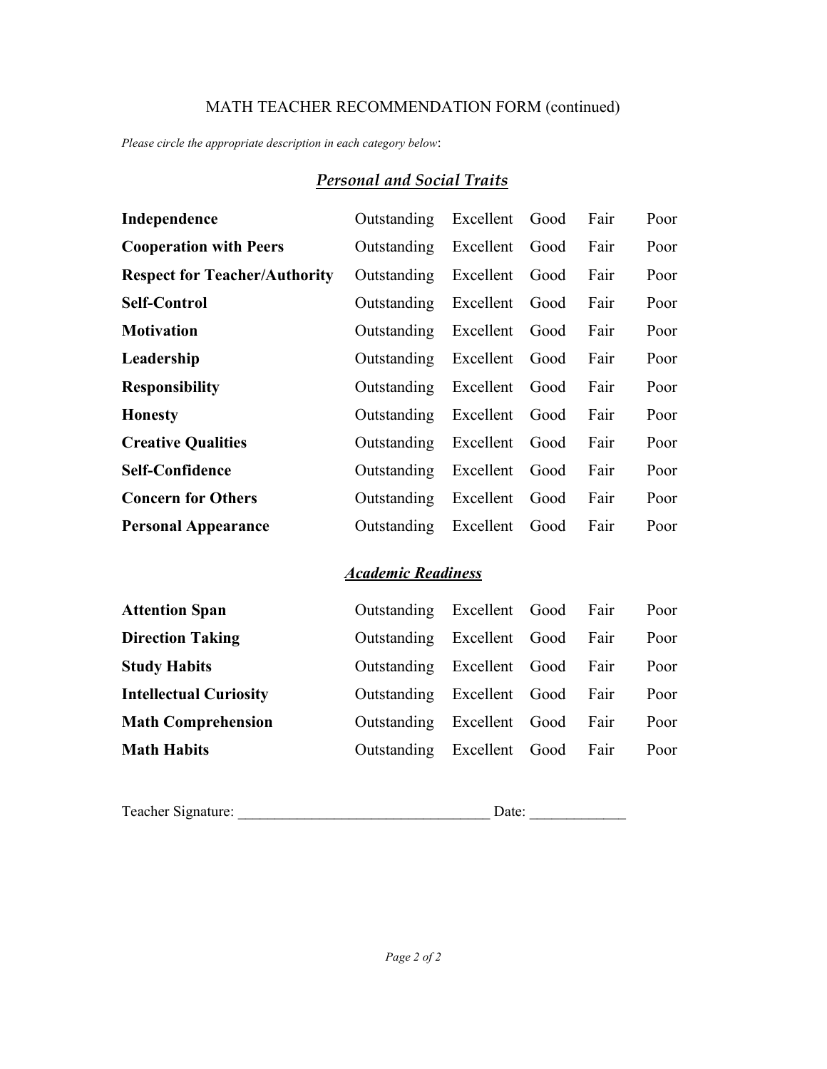MATH TEACHER RECOMMENDATION FORM (continued)

*Please circle the appropriate description in each category below*:

## ***Personal and Social Traits***

| | | | | | |
|---|---|---|---|---|---|
| **Independence** | Outstanding | Excellent | Good | Fair | Poor |
| **Cooperation with Peers** | Outstanding | Excellent | Good | Fair | Poor |
| **Respect for Teacher/Authority** | Outstanding | Excellent | Good | Fair | Poor |
| **Self-Control** | Outstanding | Excellent | Good | Fair | Poor |
| **Motivation** | Outstanding | Excellent | Good | Fair | Poor |
| **Leadership** | Outstanding | Excellent | Good | Fair | Poor |
| **Responsibility** | Outstanding | Excellent | Good | Fair | Poor |
| **Honesty** | Outstanding | Excellent | Good | Fair | Poor |
| **Creative Qualities** | Outstanding | Excellent | Good | Fair | Poor |
| **Self-Confidence** | Outstanding | Excellent | Good | Fair | Poor |
| **Concern for Others** | Outstanding | Excellent | Good | Fair | Poor |
| **Personal Appearance** | Outstanding | Excellent | Good | Fair | Poor |

## ***Academic Readiness***

| | | | | | |
|---|---|---|---|---|---|
| **Attention Span** | Outstanding | Excellent | Good | Fair | Poor |
| **Direction Taking** | Outstanding | Excellent | Good | Fair | Poor |
| **Study Habits** | Outstanding | Excellent | Good | Fair | Poor |
| **Intellectual Curiosity** | Outstanding | Excellent | Good | Fair | Poor |
| **Math Comprehension** | Outstanding | Excellent | Good | Fair | Poor |
| **Math Habits** | Outstanding | Excellent | Good | Fair | Poor |

Teacher Signature: _________________________________ Date: ____________